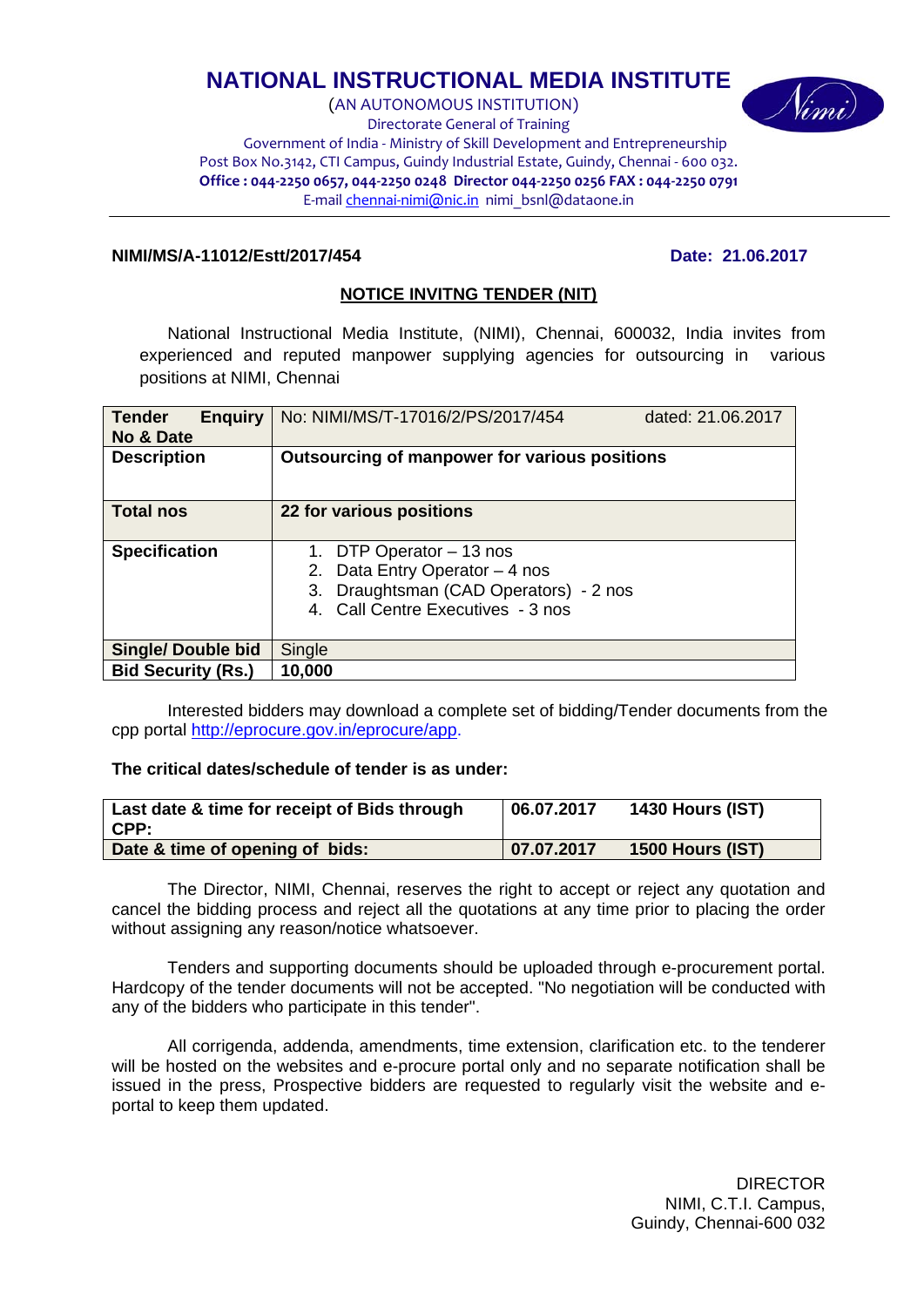# NATIONAL INSTRUCTIONAL MEDIA INSTITUTE

(AN AUTONOMOUS INSTITUTION)
Directorate General of Training
Government of India - Ministry of Skill Development and Entrepreneurship
Post Box No.3142, CTI Campus, Guindy Industrial Estate, Guindy, Chennai - 600 032.
**Office : 044-2250 0657, 044-2250 0248 Director 044-2250 0256 FAX : 044-2250 0791**
E-mail chennai-nimi@nic.in nimi_bsnl@dataone.in

**NIMI/MS/A-11012/Estt/2017/454** **Date: 21.06.2017**

## NOTICE INVITNG TENDER (NIT)

National Instructional Media Institute, (NIMI), Chennai, 600032, India invites from experienced and reputed manpower supplying agencies for outsourcing in various positions at NIMI, Chennai

| | |
|---|---|
| **Tender Enquiry No & Date** | No: NIMI/MS/T-17016/2/PS/2017/454 dated: 21.06.2017 |
| **Description** | **Outsourcing of manpower for various positions** |
| **Total nos** | **22 for various positions** |
| **Specification** | 1. DTP Operator – 13 nos<br>2. Data Entry Operator – 4 nos<br>3. Draughtsman (CAD Operators) - 2 nos<br>4. Call Centre Executives - 3 nos |
| **Single/ Double bid** | Single |
| **Bid Security (Rs.)** | **10,000** |

Interested bidders may download a complete set of bidding/Tender documents from the cpp portal http://eprocure.gov.in/eprocure/app.

**The critical dates/schedule of tender is as under:**

| | | |
|---|---|---|
| **Last date & time for receipt of Bids through CPP:** | **06.07.2017** | **1430 Hours (IST)** |
| **Date & time of opening of bids:** | **07.07.2017** | **1500 Hours (IST)** |

The Director, NIMI, Chennai, reserves the right to accept or reject any quotation and cancel the bidding process and reject all the quotations at any time prior to placing the order without assigning any reason/notice whatsoever.

Tenders and supporting documents should be uploaded through e-procurement portal. Hardcopy of the tender documents will not be accepted. "No negotiation will be conducted with any of the bidders who participate in this tender".

All corrigenda, addenda, amendments, time extension, clarification etc. to the tenderer will be hosted on the websites and e-procure portal only and no separate notification shall be issued in the press, Prospective bidders are requested to regularly visit the website and e-portal to keep them updated.

DIRECTOR
NIMI, C.T.I. Campus,
Guindy, Chennai-600 032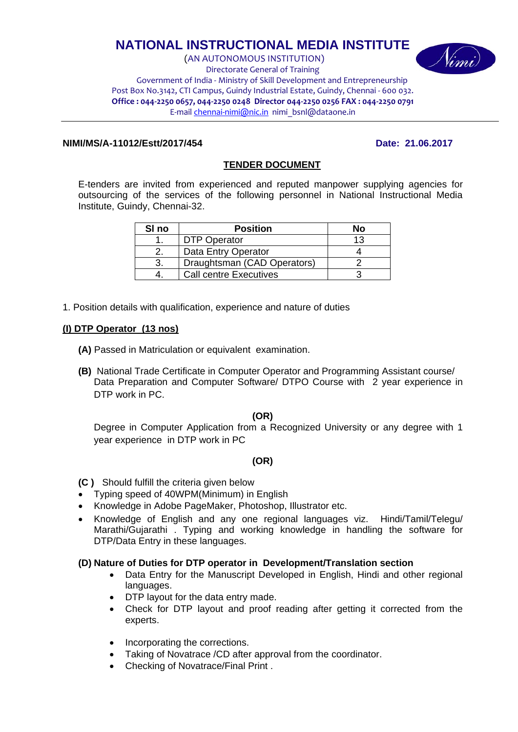# NATIONAL INSTRUCTIONAL MEDIA INSTITUTE

(AN AUTONOMOUS INSTITUTION)
Directorate General of Training
Government of India - Ministry of Skill Development and Entrepreneurship
Post Box No.3142, CTI Campus, Guindy Industrial Estate, Guindy, Chennai - 600 032.
**Office : 044-2250 0657, 044-2250 0248 Director 044-2250 0256 FAX : 044-2250 0791**
E-mail chennai-nimi@nic.in nimi_bsnl@dataone.in

**NIMI/MS/A-11012/Estt/2017/454** **Date: 21.06.2017**

## TENDER DOCUMENT

E-tenders are invited from experienced and reputed manpower supplying agencies for outsourcing of the services of the following personnel in National Instructional Media Institute, Guindy, Chennai-32.

| Sl no | Position | No |
|---|---|---|
| 1. | DTP Operator | 13 |
| 2. | Data Entry Operator | 4 |
| 3. | Draughtsman (CAD Operators) | 2 |
| 4. | Call centre Executives | 3 |

1. Position details with qualification, experience and nature of duties

### (I) DTP Operator (13 nos)

**(A)** Passed in Matriculation or equivalent examination.

**(B)** National Trade Certificate in Computer Operator and Programming Assistant course/ Data Preparation and Computer Software/ DTPO Course with 2 year experience in DTP work in PC.

**(OR)**

Degree in Computer Application from a Recognized University or any degree with 1 year experience in DTP work in PC

**(OR)**

**(C )** Should fulfill the criteria given below

- Typing speed of 40WPM(Minimum) in English
- Knowledge in Adobe PageMaker, Photoshop, Illustrator etc.
- Knowledge of English and any one regional languages viz. Hindi/Tamil/Telegu/ Marathi/Gujarathi . Typing and working knowledge in handling the software for DTP/Data Entry in these languages.

**(D) Nature of Duties for DTP operator in Development/Translation section**

- Data Entry for the Manuscript Developed in English, Hindi and other regional languages.
- DTP layout for the data entry made.
- Check for DTP layout and proof reading after getting it corrected from the experts.
- Incorporating the corrections.
- Taking of Novatrace /CD after approval from the coordinator.
- Checking of Novatrace/Final Print .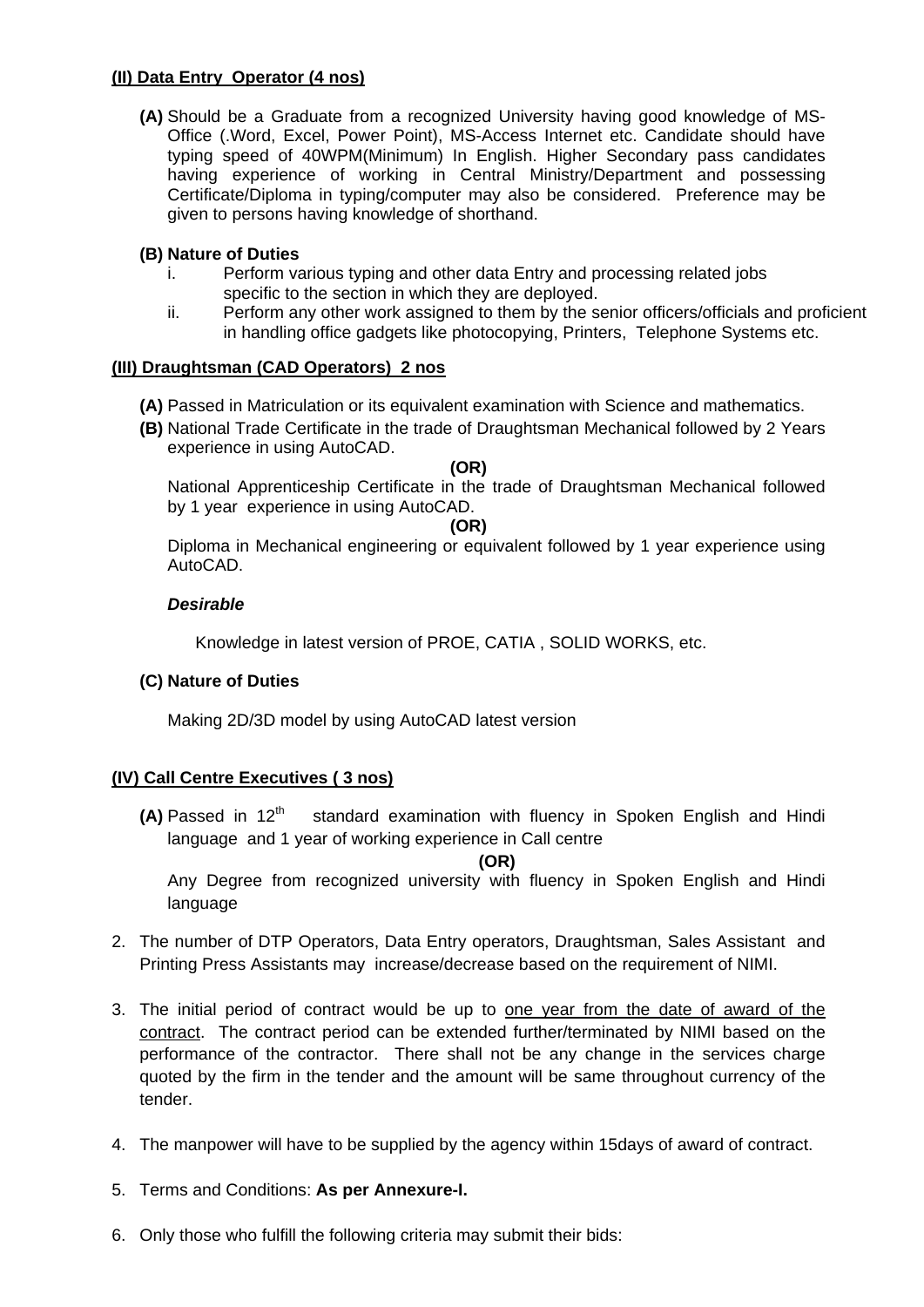**(II) Data Entry Operator (4 nos)**

**(A)** Should be a Graduate from a recognized University having good knowledge of MS-Office (.Word, Excel, Power Point), MS-Access Internet etc. Candidate should have typing speed of 40WPM(Minimum) In English. Higher Secondary pass candidates having experience of working in Central Ministry/Department and possessing Certificate/Diploma in typing/computer may also be considered. Preference may be given to persons having knowledge of shorthand.

**(B) Nature of Duties**

i. Perform various typing and other data Entry and processing related jobs specific to the section in which they are deployed.

ii. Perform any other work assigned to them by the senior officers/officials and proficient in handling office gadgets like photocopying, Printers, Telephone Systems etc.

**(III) Draughtsman (CAD Operators) 2 nos**

**(A)** Passed in Matriculation or its equivalent examination with Science and mathematics.

**(B)** National Trade Certificate in the trade of Draughtsman Mechanical followed by 2 Years experience in using AutoCAD.

**(OR)**

National Apprenticeship Certificate in the trade of Draughtsman Mechanical followed by 1 year experience in using AutoCAD.

**(OR)**

Diploma in Mechanical engineering or equivalent followed by 1 year experience using AutoCAD.

***Desirable***

Knowledge in latest version of PROE, CATIA , SOLID WORKS, etc.

**(C) Nature of Duties**

Making 2D/3D model by using AutoCAD latest version

**(IV) Call Centre Executives ( 3 nos)**

**(A)** Passed in 12th standard examination with fluency in Spoken English and Hindi language and 1 year of working experience in Call centre

**(OR)**

Any Degree from recognized university with fluency in Spoken English and Hindi language

2. The number of DTP Operators, Data Entry operators, Draughtsman, Sales Assistant and Printing Press Assistants may increase/decrease based on the requirement of NIMI.

3. The initial period of contract would be up to one year from the date of award of the contract. The contract period can be extended further/terminated by NIMI based on the performance of the contractor. There shall not be any change in the services charge quoted by the firm in the tender and the amount will be same throughout currency of the tender.

4. The manpower will have to be supplied by the agency within 15days of award of contract.

5. Terms and Conditions: **As per Annexure-I.**

6. Only those who fulfill the following criteria may submit their bids: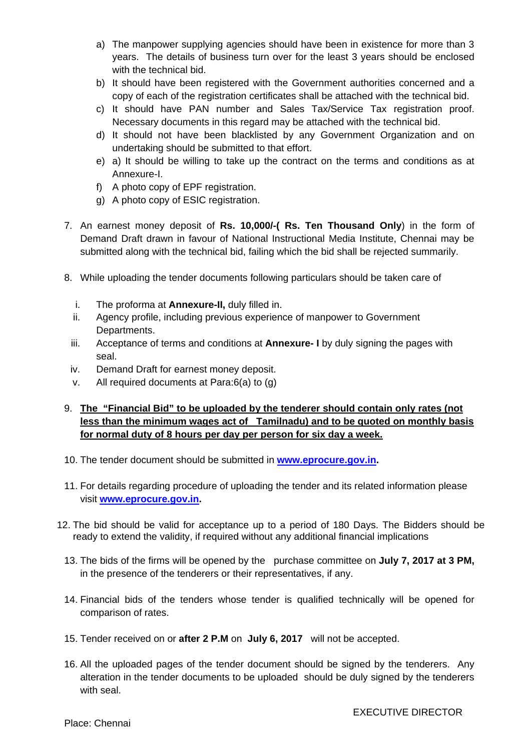a) The manpower supplying agencies should have been in existence for more than 3 years. The details of business turn over for the least 3 years should be enclosed with the technical bid.
b) It should have been registered with the Government authorities concerned and a copy of each of the registration certificates shall be attached with the technical bid.
c) It should have PAN number and Sales Tax/Service Tax registration proof. Necessary documents in this regard may be attached with the technical bid.
d) It should not have been blacklisted by any Government Organization and on undertaking should be submitted to that effort.
e) a) It should be willing to take up the contract on the terms and conditions as at Annexure-I.
f) A photo copy of EPF registration.
g) A photo copy of ESIC registration.

7. An earnest money deposit of **Rs. 10,000/-( Rs. Ten Thousand Only**) in the form of Demand Draft drawn in favour of National Instructional Media Institute, Chennai may be submitted along with the technical bid, failing which the bid shall be rejected summarily.

8. While uploading the tender documents following particulars should be taken care of

   i. The proforma at **Annexure-II,** duly filled in.
   ii. Agency profile, including previous experience of manpower to Government Departments.
   iii. Acceptance of terms and conditions at **Annexure- I** by duly signing the pages with seal.
   iv. Demand Draft for earnest money deposit.
   v. All required documents at Para:6(a) to (g)

9. <u>**The "Financial Bid" to be uploaded by the tenderer should contain only rates (not less than the minimum wages act of Tamilnadu) and to be quoted on monthly basis for normal duty of 8 hours per day per person for six day a week.**</u>

10. The tender document should be submitted in **www.eprocure.gov.in.**

11. For details regarding procedure of uploading the tender and its related information please visit **www.eprocure.gov.in.**

12. The bid should be valid for acceptance up to a period of 180 Days. The Bidders should be ready to extend the validity, if required without any additional financial implications

13. The bids of the firms will be opened by the purchase committee on **July 7, 2017 at 3 PM,** in the presence of the tenderers or their representatives, if any.

14. Financial bids of the tenders whose tender is qualified technically will be opened for comparison of rates.

15. Tender received on or **after 2 P.M** on **July 6, 2017** will not be accepted.

16. All the uploaded pages of the tender document should be signed by the tenderers. Any alteration in the tender documents to be uploaded should be duly signed by the tenderers with seal.

EXECUTIVE DIRECTOR

Place: Chennai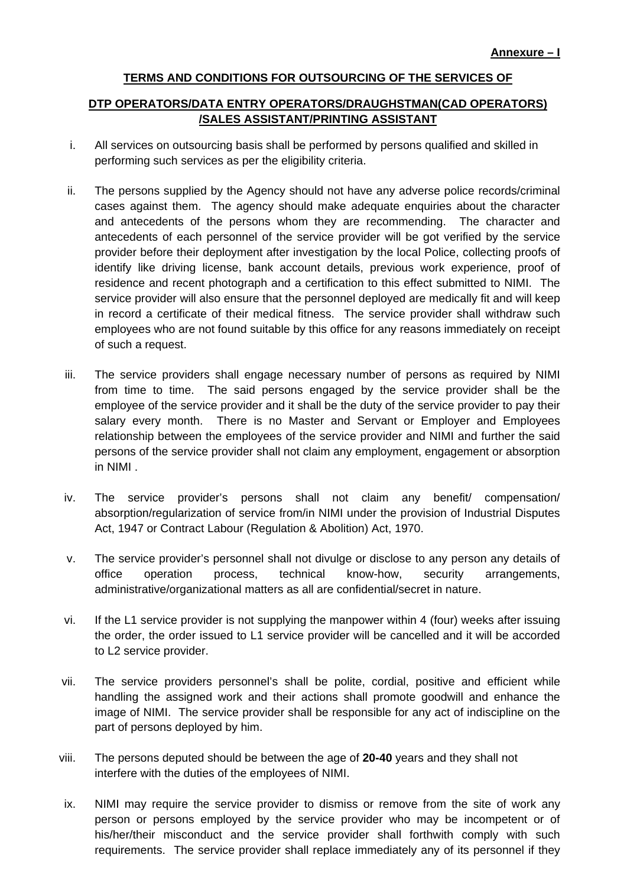**Annexure – I**

**TERMS AND CONDITIONS FOR OUTSOURCING OF THE SERVICES OF**

**DTP OPERATORS/DATA ENTRY OPERATORS/DRAUGHSTMAN(CAD OPERATORS) /SALES ASSISTANT/PRINTING ASSISTANT**

i. All services on outsourcing basis shall be performed by persons qualified and skilled in performing such services as per the eligibility criteria.

ii. The persons supplied by the Agency should not have any adverse police records/criminal cases against them. The agency should make adequate enquiries about the character and antecedents of the persons whom they are recommending. The character and antecedents of each personnel of the service provider will be got verified by the service provider before their deployment after investigation by the local Police, collecting proofs of identify like driving license, bank account details, previous work experience, proof of residence and recent photograph and a certification to this effect submitted to NIMI. The service provider will also ensure that the personnel deployed are medically fit and will keep in record a certificate of their medical fitness. The service provider shall withdraw such employees who are not found suitable by this office for any reasons immediately on receipt of such a request.

iii. The service providers shall engage necessary number of persons as required by NIMI from time to time. The said persons engaged by the service provider shall be the employee of the service provider and it shall be the duty of the service provider to pay their salary every month. There is no Master and Servant or Employer and Employees relationship between the employees of the service provider and NIMI and further the said persons of the service provider shall not claim any employment, engagement or absorption in NIMI .

iv. The service provider's persons shall not claim any benefit/ compensation/ absorption/regularization of service from/in NIMI under the provision of Industrial Disputes Act, 1947 or Contract Labour (Regulation & Abolition) Act, 1970.

v. The service provider's personnel shall not divulge or disclose to any person any details of office operation process, technical know-how, security arrangements, administrative/organizational matters as all are confidential/secret in nature.

vi. If the L1 service provider is not supplying the manpower within 4 (four) weeks after issuing the order, the order issued to L1 service provider will be cancelled and it will be accorded to L2 service provider.

vii. The service providers personnel's shall be polite, cordial, positive and efficient while handling the assigned work and their actions shall promote goodwill and enhance the image of NIMI. The service provider shall be responsible for any act of indiscipline on the part of persons deployed by him.

viii. The persons deputed should be between the age of **20-40** years and they shall not interfere with the duties of the employees of NIMI.

ix. NIMI may require the service provider to dismiss or remove from the site of work any person or persons employed by the service provider who may be incompetent or of his/her/their misconduct and the service provider shall forthwith comply with such requirements. The service provider shall replace immediately any of its personnel if they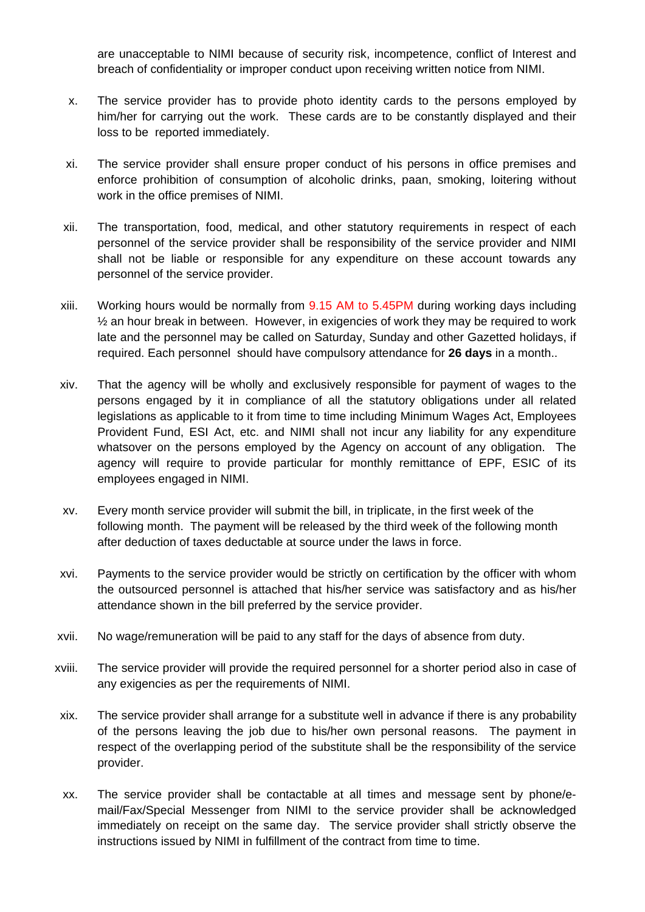are unacceptable to NIMI because of security risk, incompetence, conflict of Interest and breach of confidentiality or improper conduct upon receiving written notice from NIMI.

x. The service provider has to provide photo identity cards to the persons employed by him/her for carrying out the work. These cards are to be constantly displayed and their loss to be reported immediately.

xi. The service provider shall ensure proper conduct of his persons in office premises and enforce prohibition of consumption of alcoholic drinks, paan, smoking, loitering without work in the office premises of NIMI.

xii. The transportation, food, medical, and other statutory requirements in respect of each personnel of the service provider shall be responsibility of the service provider and NIMI shall not be liable or responsible for any expenditure on these account towards any personnel of the service provider.

xiii. Working hours would be normally from 9.15 AM to 5.45PM during working days including ½ an hour break in between. However, in exigencies of work they may be required to work late and the personnel may be called on Saturday, Sunday and other Gazetted holidays, if required. Each personnel should have compulsory attendance for **26 days** in a month..

xiv. That the agency will be wholly and exclusively responsible for payment of wages to the persons engaged by it in compliance of all the statutory obligations under all related legislations as applicable to it from time to time including Minimum Wages Act, Employees Provident Fund, ESI Act, etc. and NIMI shall not incur any liability for any expenditure whatsover on the persons employed by the Agency on account of any obligation. The agency will require to provide particular for monthly remittance of EPF, ESIC of its employees engaged in NIMI.

xv. Every month service provider will submit the bill, in triplicate, in the first week of the following month. The payment will be released by the third week of the following month after deduction of taxes deductable at source under the laws in force.

xvi. Payments to the service provider would be strictly on certification by the officer with whom the outsourced personnel is attached that his/her service was satisfactory and as his/her attendance shown in the bill preferred by the service provider.

xvii. No wage/remuneration will be paid to any staff for the days of absence from duty.

xviii. The service provider will provide the required personnel for a shorter period also in case of any exigencies as per the requirements of NIMI.

xix. The service provider shall arrange for a substitute well in advance if there is any probability of the persons leaving the job due to his/her own personal reasons. The payment in respect of the overlapping period of the substitute shall be the responsibility of the service provider.

xx. The service provider shall be contactable at all times and message sent by phone/e-mail/Fax/Special Messenger from NIMI to the service provider shall be acknowledged immediately on receipt on the same day. The service provider shall strictly observe the instructions issued by NIMI in fulfillment of the contract from time to time.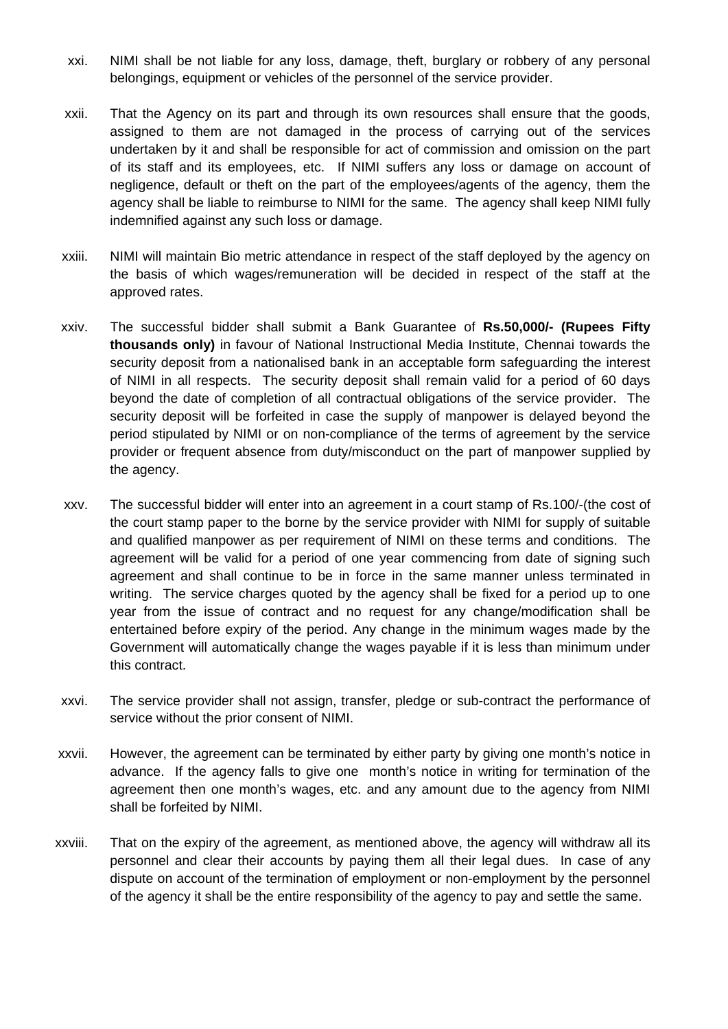xxi. NIMI shall be not liable for any loss, damage, theft, burglary or robbery of any personal belongings, equipment or vehicles of the personnel of the service provider.

xxii. That the Agency on its part and through its own resources shall ensure that the goods, assigned to them are not damaged in the process of carrying out of the services undertaken by it and shall be responsible for act of commission and omission on the part of its staff and its employees, etc. If NIMI suffers any loss or damage on account of negligence, default or theft on the part of the employees/agents of the agency, them the agency shall be liable to reimburse to NIMI for the same. The agency shall keep NIMI fully indemnified against any such loss or damage.

xxiii. NIMI will maintain Bio metric attendance in respect of the staff deployed by the agency on the basis of which wages/remuneration will be decided in respect of the staff at the approved rates.

xxiv. The successful bidder shall submit a Bank Guarantee of **Rs.50,000/- (Rupees Fifty thousands only)** in favour of National Instructional Media Institute, Chennai towards the security deposit from a nationalised bank in an acceptable form safeguarding the interest of NIMI in all respects. The security deposit shall remain valid for a period of 60 days beyond the date of completion of all contractual obligations of the service provider. The security deposit will be forfeited in case the supply of manpower is delayed beyond the period stipulated by NIMI or on non-compliance of the terms of agreement by the service provider or frequent absence from duty/misconduct on the part of manpower supplied by the agency.

xxv. The successful bidder will enter into an agreement in a court stamp of Rs.100/-(the cost of the court stamp paper to the borne by the service provider with NIMI for supply of suitable and qualified manpower as per requirement of NIMI on these terms and conditions. The agreement will be valid for a period of one year commencing from date of signing such agreement and shall continue to be in force in the same manner unless terminated in writing. The service charges quoted by the agency shall be fixed for a period up to one year from the issue of contract and no request for any change/modification shall be entertained before expiry of the period. Any change in the minimum wages made by the Government will automatically change the wages payable if it is less than minimum under this contract.

xxvi. The service provider shall not assign, transfer, pledge or sub-contract the performance of service without the prior consent of NIMI.

xxvii. However, the agreement can be terminated by either party by giving one month's notice in advance. If the agency falls to give one month's notice in writing for termination of the agreement then one month's wages, etc. and any amount due to the agency from NIMI shall be forfeited by NIMI.

xxviii. That on the expiry of the agreement, as mentioned above, the agency will withdraw all its personnel and clear their accounts by paying them all their legal dues. In case of any dispute on account of the termination of employment or non-employment by the personnel of the agency it shall be the entire responsibility of the agency to pay and settle the same.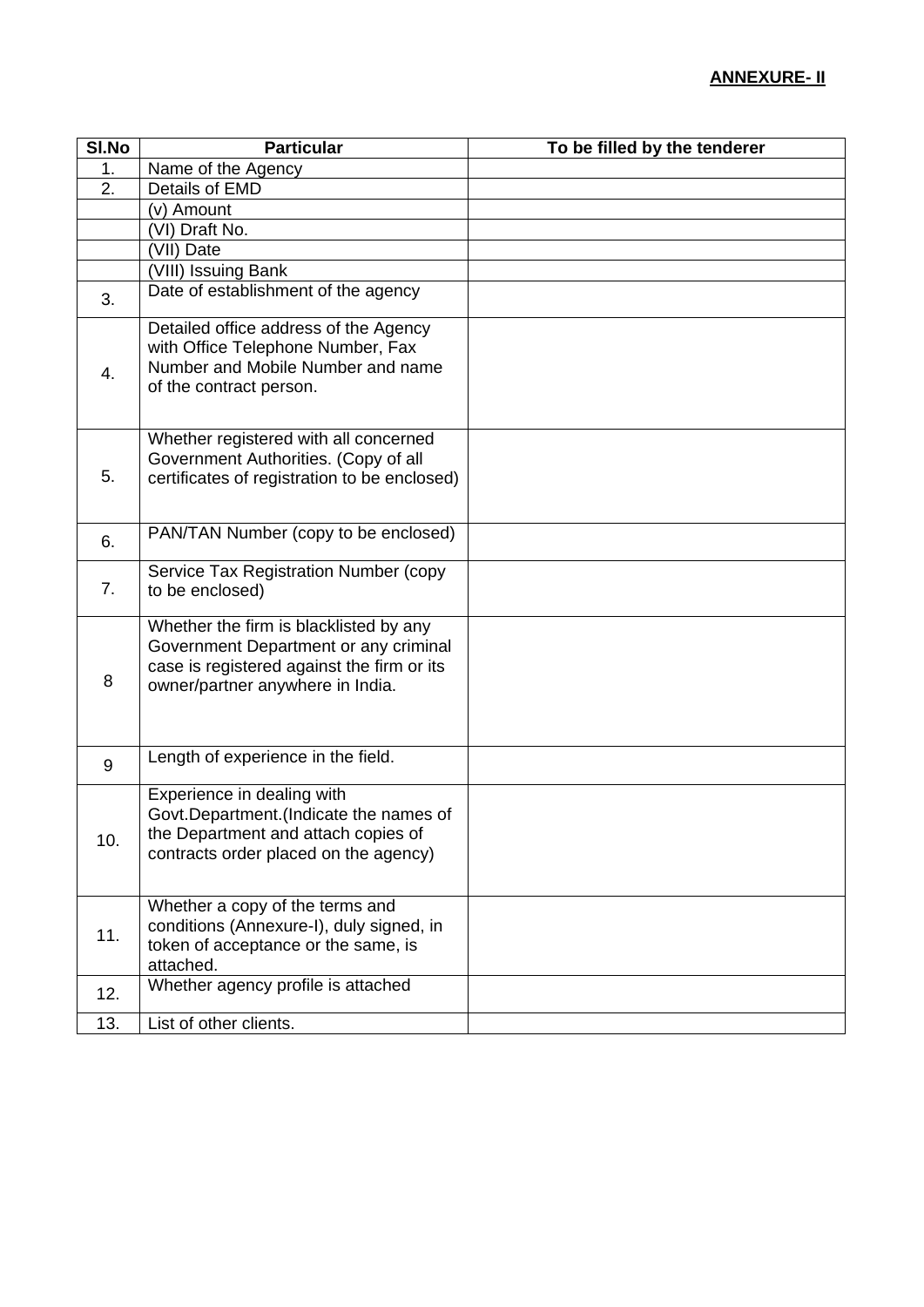**ANNEXURE- II**

| Sl.No | Particular | To be filled by the tenderer |
|---|---|---|
| 1. | Name of the Agency | |
| 2. | Details of EMD | |
| | (v) Amount | |
| | (VI) Draft No. | |
| | (VII) Date | |
| | (VIII) Issuing Bank | |
| 3. | Date of establishment of the agency | |
| 4. | Detailed office address of the Agency with Office Telephone Number, Fax Number and Mobile Number and name of the contract person. | |
| 5. | Whether registered with all concerned Government Authorities. (Copy of all certificates of registration to be enclosed) | |
| 6. | PAN/TAN Number (copy to be enclosed) | |
| 7. | Service Tax Registration Number (copy to be enclosed) | |
| 8 | Whether the firm is blacklisted by any Government Department or any criminal case is registered against the firm or its owner/partner anywhere in India. | |
| 9 | Length of experience in the field. | |
| 10. | Experience in dealing with Govt.Department.(Indicate the names of the Department and attach copies of contracts order placed on the agency) | |
| 11. | Whether a copy of the terms and conditions (Annexure-I), duly signed, in token of acceptance or the same, is attached. | |
| 12. | Whether agency profile is attached | |
| 13. | List of other clients. | |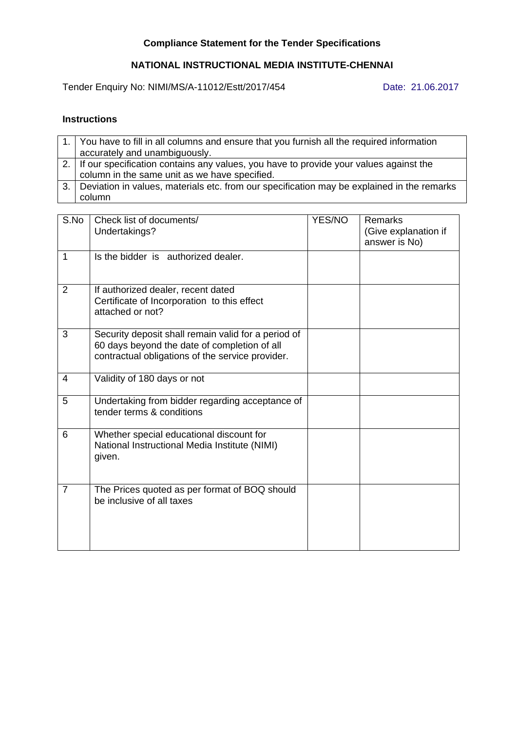**Compliance Statement for the Tender Specifications**

**NATIONAL INSTRUCTIONAL MEDIA INSTITUTE-CHENNAI**

Tender Enquiry No: NIMI/MS/A-11012/Estt/2017/454 Date: 21.06.2017

**Instructions**

| | |
|---|---|
| 1. | You have to fill in all columns and ensure that you furnish all the required information accurately and unambiguously. |
| 2. | If our specification contains any values, you have to provide your values against the column in the same unit as we have specified. |
| 3. | Deviation in values, materials etc. from our specification may be explained in the remarks column |

| S.No | Check list of documents/ Undertakings? | YES/NO | Remarks (Give explanation if answer is No) |
|---|---|---|---|
| 1 | Is the bidder is authorized dealer. | | |
| 2 | If authorized dealer, recent dated Certificate of Incorporation to this effect attached or not? | | |
| 3 | Security deposit shall remain valid for a period of 60 days beyond the date of completion of all contractual obligations of the service provider. | | |
| 4 | Validity of 180 days or not | | |
| 5 | Undertaking from bidder regarding acceptance of tender terms & conditions | | |
| 6 | Whether special educational discount for National Instructional Media Institute (NIMI) given. | | |
| 7 | The Prices quoted as per format of BOQ should be inclusive of all taxes | | |